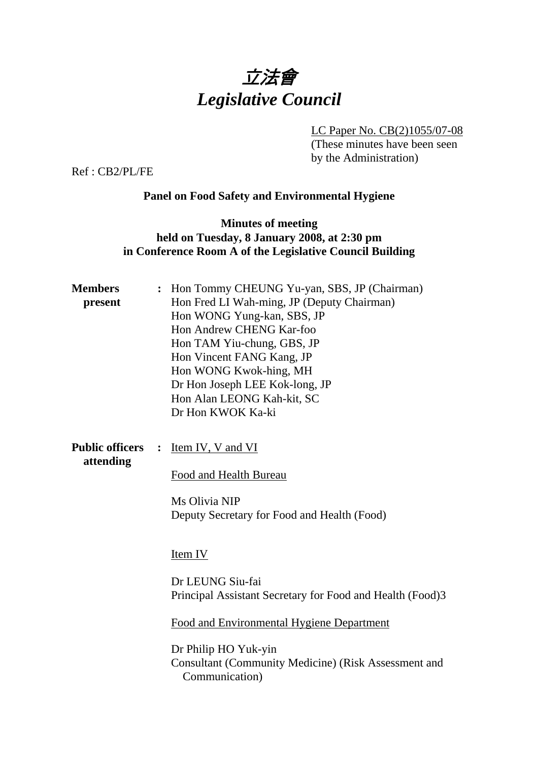# *立法會*
# *Legislative Council*

LC Paper No. CB(2)1055/07-08
(These minutes have been seen by the Administration)

Ref : CB2/PL/FE

**Panel on Food Safety and Environmental Hygiene**

**Minutes of meeting**
**held on Tuesday, 8 January 2008, at 2:30 pm**
**in Conference Room A of the Legislative Council Building**

**Members present** : Hon Tommy CHEUNG Yu-yan, SBS, JP (Chairman)
Hon Fred LI Wah-ming, JP (Deputy Chairman)
Hon WONG Yung-kan, SBS, JP
Hon Andrew CHENG Kar-foo
Hon TAM Yiu-chung, GBS, JP
Hon Vincent FANG Kang, JP
Hon WONG Kwok-hing, MH
Dr Hon Joseph LEE Kok-long, JP
Hon Alan LEONG Kah-kit, SC
Dr Hon KWOK Ka-ki

**Public officers attending** : Item IV, V and VI

Food and Health Bureau

Ms Olivia NIP
Deputy Secretary for Food and Health (Food)

Item IV

Dr LEUNG Siu-fai
Principal Assistant Secretary for Food and Health (Food)3

Food and Environmental Hygiene Department

Dr Philip HO Yuk-yin
Consultant (Community Medicine) (Risk Assessment and Communication)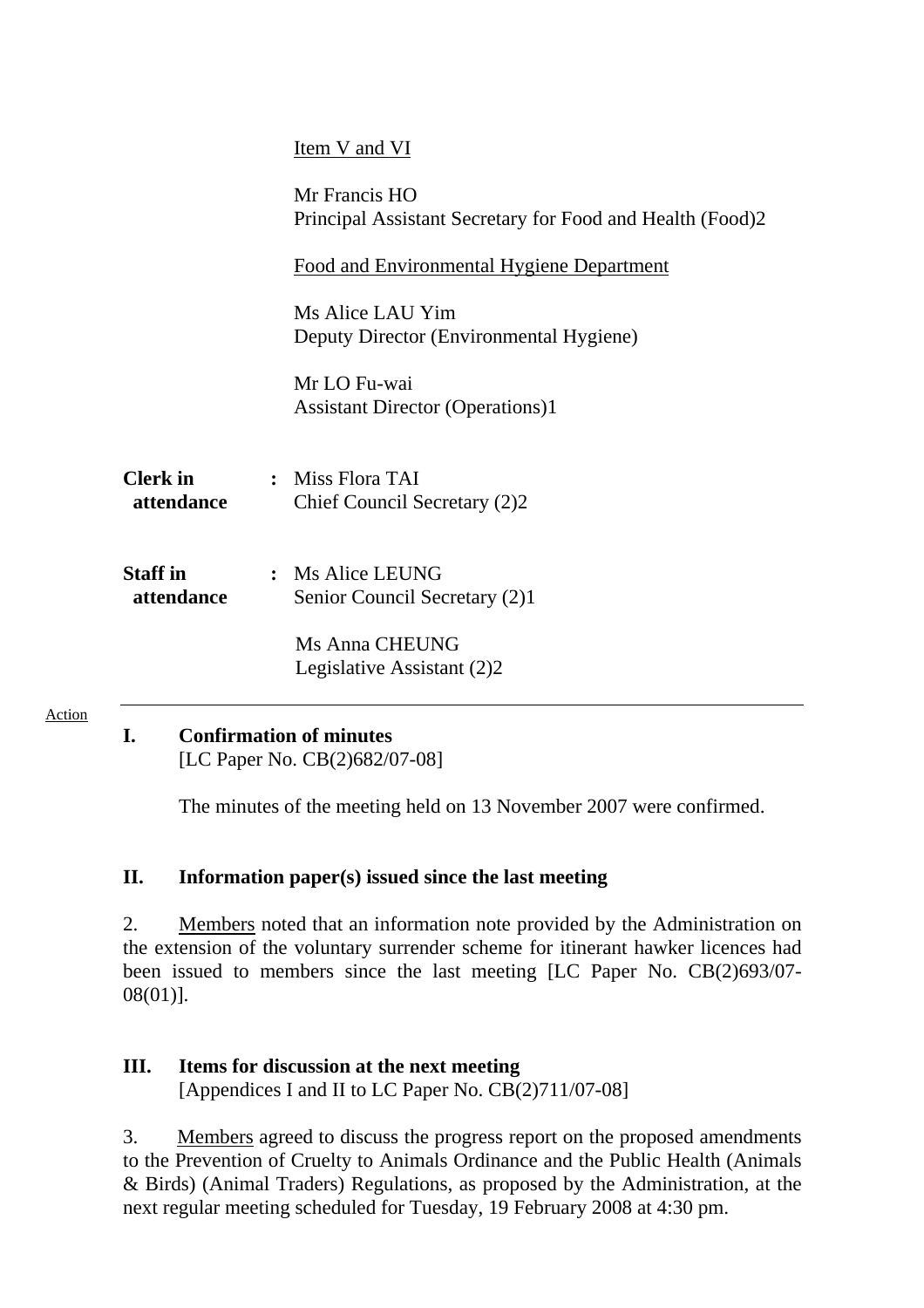Item V and VI

Mr Francis HO
Principal Assistant Secretary for Food and Health (Food)2

Food and Environmental Hygiene Department

Ms Alice LAU Yim
Deputy Director (Environmental Hygiene)

Mr LO Fu-wai
Assistant Director (Operations)1

**Clerk in attendance** : Miss Flora TAI
Chief Council Secretary (2)2

**Staff in attendance** : Ms Alice LEUNG
Senior Council Secretary (2)1

Ms Anna CHEUNG
Legislative Assistant (2)2

Action

---

**I. Confirmation of minutes**
[LC Paper No. CB(2)682/07-08]

The minutes of the meeting held on 13 November 2007 were confirmed.

**II. Information paper(s) issued since the last meeting**

2. Members noted that an information note provided by the Administration on the extension of the voluntary surrender scheme for itinerant hawker licences had been issued to members since the last meeting [LC Paper No. CB(2)693/07-08(01)].

**III. Items for discussion at the next meeting**
[Appendices I and II to LC Paper No. CB(2)711/07-08]

3. Members agreed to discuss the progress report on the proposed amendments to the Prevention of Cruelty to Animals Ordinance and the Public Health (Animals & Birds) (Animal Traders) Regulations, as proposed by the Administration, at the next regular meeting scheduled for Tuesday, 19 February 2008 at 4:30 pm.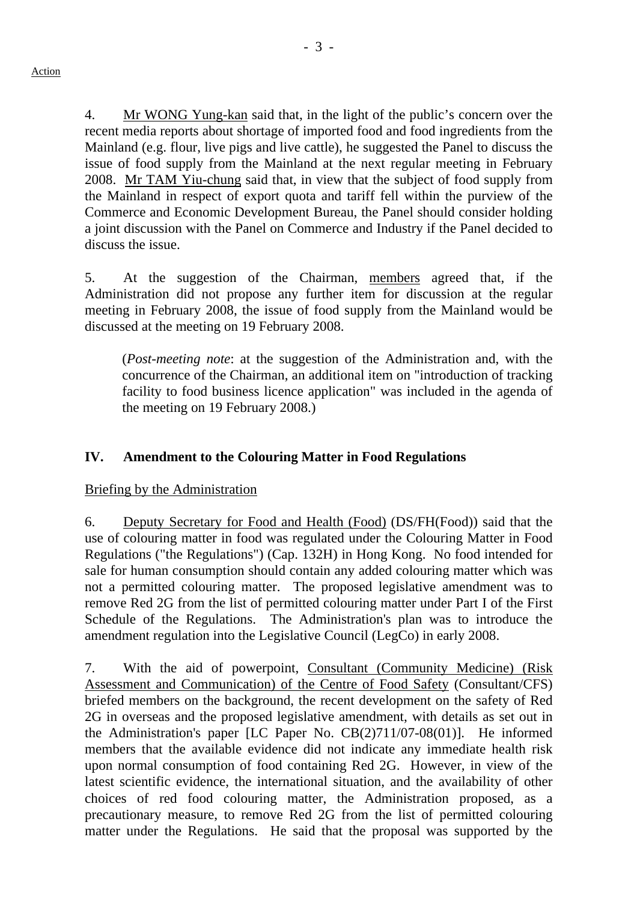Action

4. Mr WONG Yung-kan said that, in the light of the public's concern over the recent media reports about shortage of imported food and food ingredients from the Mainland (e.g. flour, live pigs and live cattle), he suggested the Panel to discuss the issue of food supply from the Mainland at the next regular meeting in February 2008. Mr TAM Yiu-chung said that, in view that the subject of food supply from the Mainland in respect of export quota and tariff fell within the purview of the Commerce and Economic Development Bureau, the Panel should consider holding a joint discussion with the Panel on Commerce and Industry if the Panel decided to discuss the issue.

5. At the suggestion of the Chairman, members agreed that, if the Administration did not propose any further item for discussion at the regular meeting in February 2008, the issue of food supply from the Mainland would be discussed at the meeting on 19 February 2008.

> (*Post-meeting note*: at the suggestion of the Administration and, with the concurrence of the Chairman, an additional item on "introduction of tracking facility to food business licence application" was included in the agenda of the meeting on 19 February 2008.)

## IV. Amendment to the Colouring Matter in Food Regulations

Briefing by the Administration

6. Deputy Secretary for Food and Health (Food) (DS/FH(Food)) said that the use of colouring matter in food was regulated under the Colouring Matter in Food Regulations ("the Regulations") (Cap. 132H) in Hong Kong. No food intended for sale for human consumption should contain any added colouring matter which was not a permitted colouring matter. The proposed legislative amendment was to remove Red 2G from the list of permitted colouring matter under Part I of the First Schedule of the Regulations. The Administration's plan was to introduce the amendment regulation into the Legislative Council (LegCo) in early 2008.

7. With the aid of powerpoint, Consultant (Community Medicine) (Risk Assessment and Communication) of the Centre of Food Safety (Consultant/CFS) briefed members on the background, the recent development on the safety of Red 2G in overseas and the proposed legislative amendment, with details as set out in the Administration's paper [LC Paper No. CB(2)711/07-08(01)]. He informed members that the available evidence did not indicate any immediate health risk upon normal consumption of food containing Red 2G. However, in view of the latest scientific evidence, the international situation, and the availability of other choices of red food colouring matter, the Administration proposed, as a precautionary measure, to remove Red 2G from the list of permitted colouring matter under the Regulations. He said that the proposal was supported by the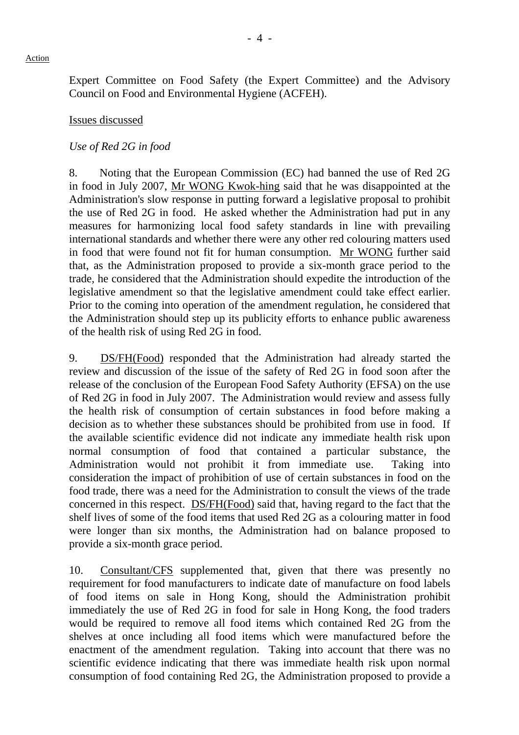Action

Expert Committee on Food Safety (the Expert Committee) and the Advisory Council on Food and Environmental Hygiene (ACFEH).

Issues discussed

*Use of Red 2G in food*

8. Noting that the European Commission (EC) had banned the use of Red 2G in food in July 2007, Mr WONG Kwok-hing said that he was disappointed at the Administration's slow response in putting forward a legislative proposal to prohibit the use of Red 2G in food. He asked whether the Administration had put in any measures for harmonizing local food safety standards in line with prevailing international standards and whether there were any other red colouring matters used in food that were found not fit for human consumption. Mr WONG further said that, as the Administration proposed to provide a six-month grace period to the trade, he considered that the Administration should expedite the introduction of the legislative amendment so that the legislative amendment could take effect earlier. Prior to the coming into operation of the amendment regulation, he considered that the Administration should step up its publicity efforts to enhance public awareness of the health risk of using Red 2G in food.

9. DS/FH(Food) responded that the Administration had already started the review and discussion of the issue of the safety of Red 2G in food soon after the release of the conclusion of the European Food Safety Authority (EFSA) on the use of Red 2G in food in July 2007. The Administration would review and assess fully the health risk of consumption of certain substances in food before making a decision as to whether these substances should be prohibited from use in food. If the available scientific evidence did not indicate any immediate health risk upon normal consumption of food that contained a particular substance, the Administration would not prohibit it from immediate use. Taking into consideration the impact of prohibition of use of certain substances in food on the food trade, there was a need for the Administration to consult the views of the trade concerned in this respect. DS/FH(Food) said that, having regard to the fact that the shelf lives of some of the food items that used Red 2G as a colouring matter in food were longer than six months, the Administration had on balance proposed to provide a six-month grace period.

10. Consultant/CFS supplemented that, given that there was presently no requirement for food manufacturers to indicate date of manufacture on food labels of food items on sale in Hong Kong, should the Administration prohibit immediately the use of Red 2G in food for sale in Hong Kong, the food traders would be required to remove all food items which contained Red 2G from the shelves at once including all food items which were manufactured before the enactment of the amendment regulation. Taking into account that there was no scientific evidence indicating that there was immediate health risk upon normal consumption of food containing Red 2G, the Administration proposed to provide a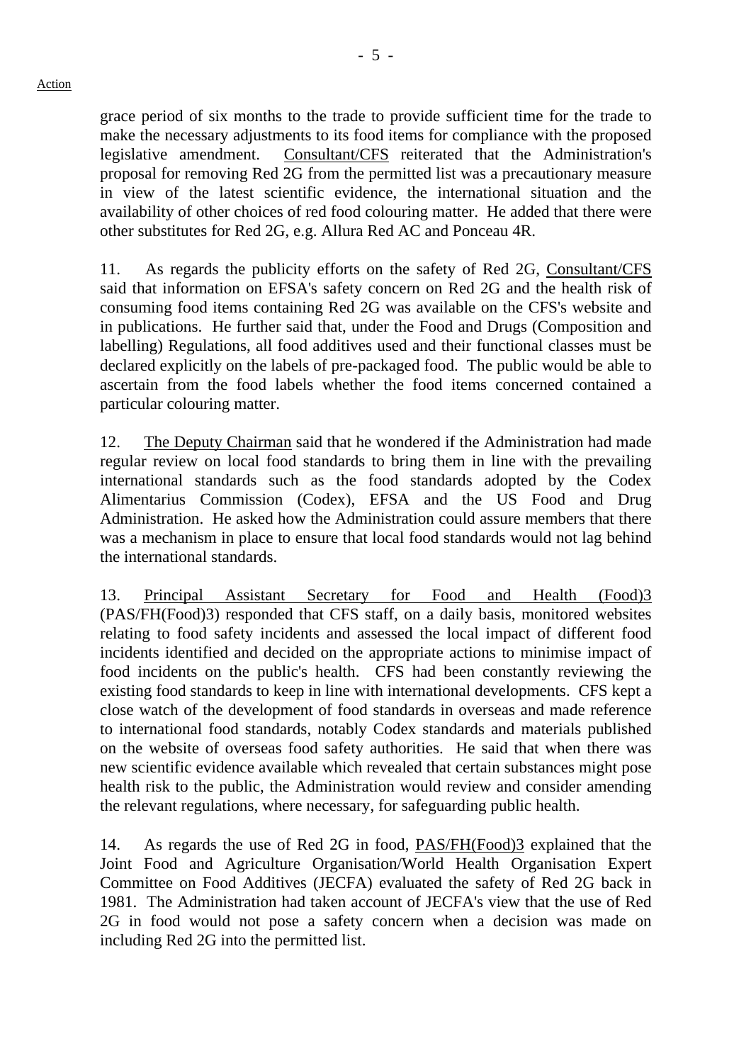grace period of six months to the trade to provide sufficient time for the trade to make the necessary adjustments to its food items for compliance with the proposed legislative amendment. Consultant/CFS reiterated that the Administration's proposal for removing Red 2G from the permitted list was a precautionary measure in view of the latest scientific evidence, the international situation and the availability of other choices of red food colouring matter. He added that there were other substitutes for Red 2G, e.g. Allura Red AC and Ponceau 4R.

11. As regards the publicity efforts on the safety of Red 2G, Consultant/CFS said that information on EFSA's safety concern on Red 2G and the health risk of consuming food items containing Red 2G was available on the CFS's website and in publications. He further said that, under the Food and Drugs (Composition and labelling) Regulations, all food additives used and their functional classes must be declared explicitly on the labels of pre-packaged food. The public would be able to ascertain from the food labels whether the food items concerned contained a particular colouring matter.

12. The Deputy Chairman said that he wondered if the Administration had made regular review on local food standards to bring them in line with the prevailing international standards such as the food standards adopted by the Codex Alimentarius Commission (Codex), EFSA and the US Food and Drug Administration. He asked how the Administration could assure members that there was a mechanism in place to ensure that local food standards would not lag behind the international standards.

13. Principal Assistant Secretary for Food and Health (Food)3 (PAS/FH(Food)3) responded that CFS staff, on a daily basis, monitored websites relating to food safety incidents and assessed the local impact of different food incidents identified and decided on the appropriate actions to minimise impact of food incidents on the public's health. CFS had been constantly reviewing the existing food standards to keep in line with international developments. CFS kept a close watch of the development of food standards in overseas and made reference to international food standards, notably Codex standards and materials published on the website of overseas food safety authorities. He said that when there was new scientific evidence available which revealed that certain substances might pose health risk to the public, the Administration would review and consider amending the relevant regulations, where necessary, for safeguarding public health.

14. As regards the use of Red 2G in food, PAS/FH(Food)3 explained that the Joint Food and Agriculture Organisation/World Health Organisation Expert Committee on Food Additives (JECFA) evaluated the safety of Red 2G back in 1981. The Administration had taken account of JECFA's view that the use of Red 2G in food would not pose a safety concern when a decision was made on including Red 2G into the permitted list.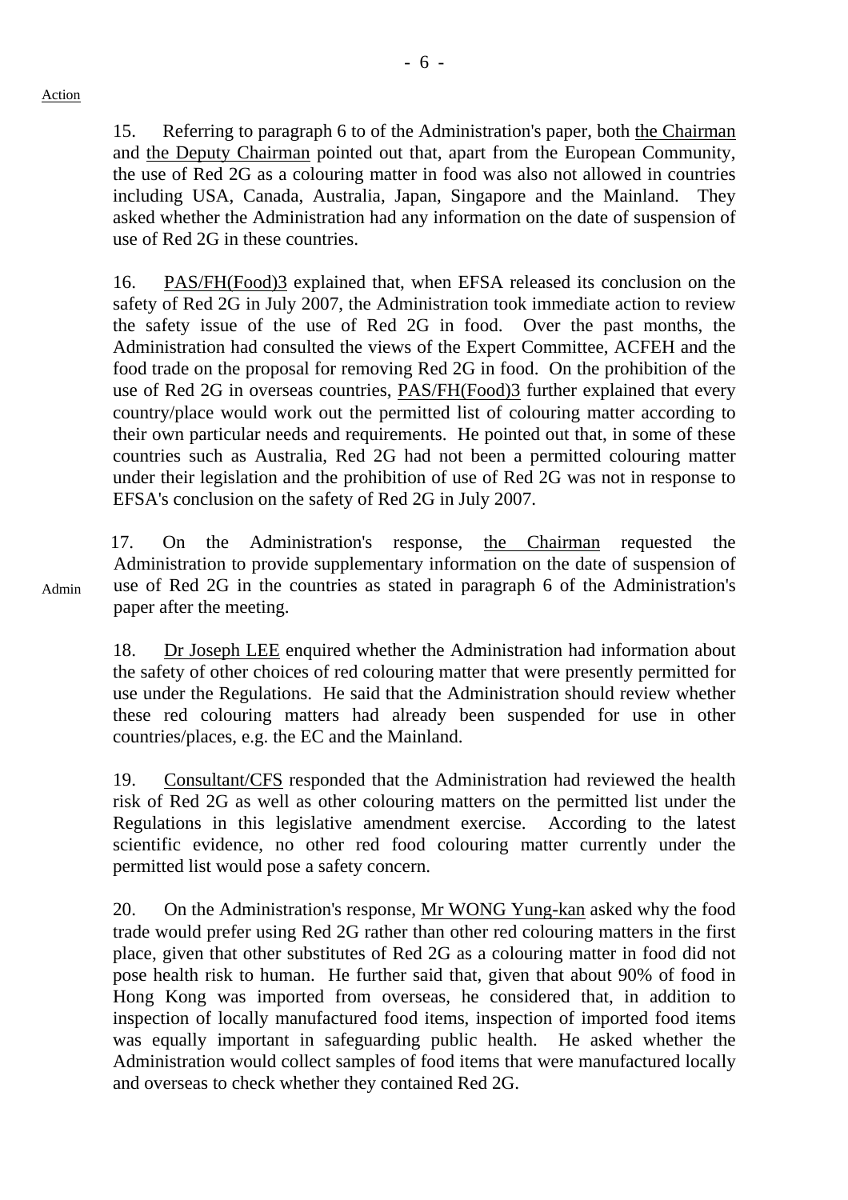Action

15. Referring to paragraph 6 to of the Administration's paper, both the Chairman and the Deputy Chairman pointed out that, apart from the European Community, the use of Red 2G as a colouring matter in food was also not allowed in countries including USA, Canada, Australia, Japan, Singapore and the Mainland. They asked whether the Administration had any information on the date of suspension of use of Red 2G in these countries.

16. PAS/FH(Food)3 explained that, when EFSA released its conclusion on the safety of Red 2G in July 2007, the Administration took immediate action to review the safety issue of the use of Red 2G in food. Over the past months, the Administration had consulted the views of the Expert Committee, ACFEH and the food trade on the proposal for removing Red 2G in food. On the prohibition of the use of Red 2G in overseas countries, PAS/FH(Food)3 further explained that every country/place would work out the permitted list of colouring matter according to their own particular needs and requirements. He pointed out that, in some of these countries such as Australia, Red 2G had not been a permitted colouring matter under their legislation and the prohibition of use of Red 2G was not in response to EFSA's conclusion on the safety of Red 2G in July 2007.

Admin

17. On the Administration's response, the Chairman requested the Administration to provide supplementary information on the date of suspension of use of Red 2G in the countries as stated in paragraph 6 of the Administration's paper after the meeting.

18. Dr Joseph LEE enquired whether the Administration had information about the safety of other choices of red colouring matter that were presently permitted for use under the Regulations. He said that the Administration should review whether these red colouring matters had already been suspended for use in other countries/places, e.g. the EC and the Mainland.

19. Consultant/CFS responded that the Administration had reviewed the health risk of Red 2G as well as other colouring matters on the permitted list under the Regulations in this legislative amendment exercise. According to the latest scientific evidence, no other red food colouring matter currently under the permitted list would pose a safety concern.

20. On the Administration's response, Mr WONG Yung-kan asked why the food trade would prefer using Red 2G rather than other red colouring matters in the first place, given that other substitutes of Red 2G as a colouring matter in food did not pose health risk to human. He further said that, given that about 90% of food in Hong Kong was imported from overseas, he considered that, in addition to inspection of locally manufactured food items, inspection of imported food items was equally important in safeguarding public health. He asked whether the Administration would collect samples of food items that were manufactured locally and overseas to check whether they contained Red 2G.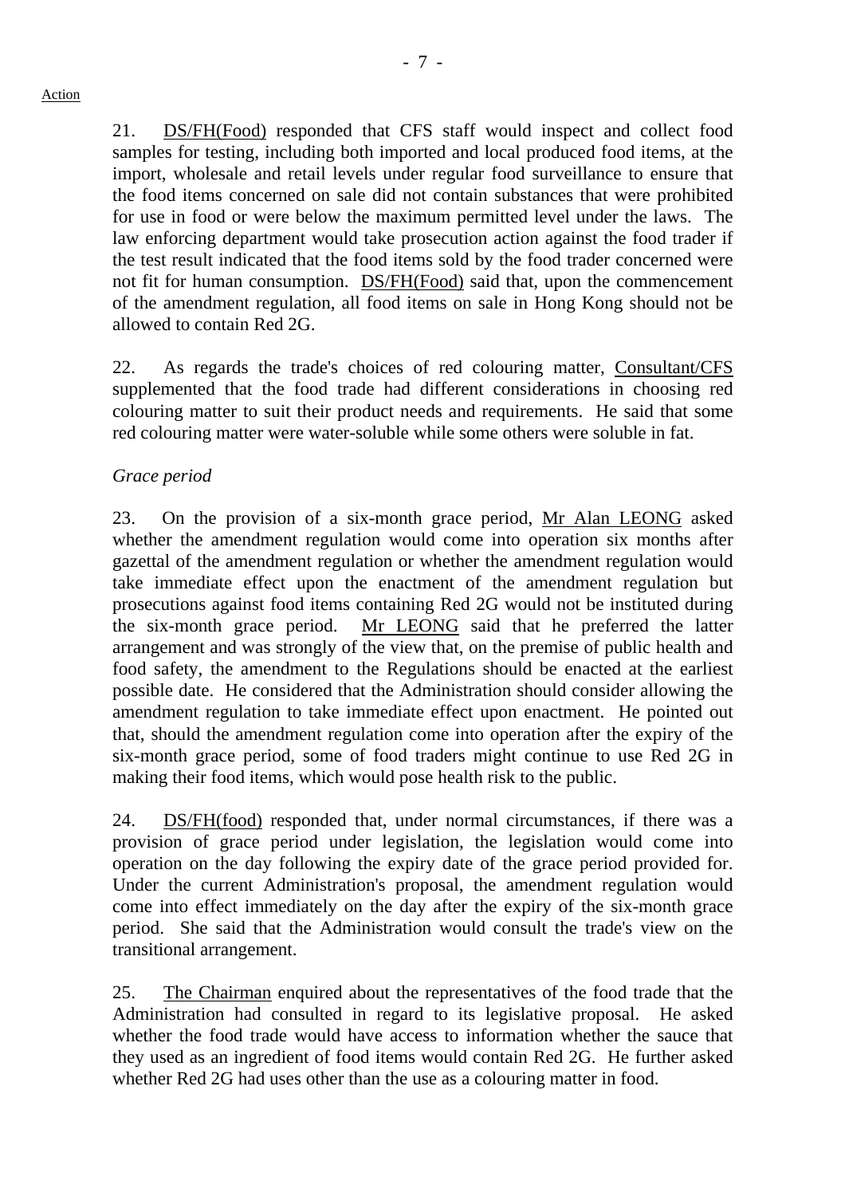Action

21. DS/FH(Food) responded that CFS staff would inspect and collect food samples for testing, including both imported and local produced food items, at the import, wholesale and retail levels under regular food surveillance to ensure that the food items concerned on sale did not contain substances that were prohibited for use in food or were below the maximum permitted level under the laws. The law enforcing department would take prosecution action against the food trader if the test result indicated that the food items sold by the food trader concerned were not fit for human consumption. DS/FH(Food) said that, upon the commencement of the amendment regulation, all food items on sale in Hong Kong should not be allowed to contain Red 2G.

22. As regards the trade's choices of red colouring matter, Consultant/CFS supplemented that the food trade had different considerations in choosing red colouring matter to suit their product needs and requirements. He said that some red colouring matter were water-soluble while some others were soluble in fat.

*Grace period*

23. On the provision of a six-month grace period, Mr Alan LEONG asked whether the amendment regulation would come into operation six months after gazettal of the amendment regulation or whether the amendment regulation would take immediate effect upon the enactment of the amendment regulation but prosecutions against food items containing Red 2G would not be instituted during the six-month grace period. Mr LEONG said that he preferred the latter arrangement and was strongly of the view that, on the premise of public health and food safety, the amendment to the Regulations should be enacted at the earliest possible date. He considered that the Administration should consider allowing the amendment regulation to take immediate effect upon enactment. He pointed out that, should the amendment regulation come into operation after the expiry of the six-month grace period, some of food traders might continue to use Red 2G in making their food items, which would pose health risk to the public.

24. DS/FH(food) responded that, under normal circumstances, if there was a provision of grace period under legislation, the legislation would come into operation on the day following the expiry date of the grace period provided for. Under the current Administration's proposal, the amendment regulation would come into effect immediately on the day after the expiry of the six-month grace period. She said that the Administration would consult the trade's view on the transitional arrangement.

25. The Chairman enquired about the representatives of the food trade that the Administration had consulted in regard to its legislative proposal. He asked whether the food trade would have access to information whether the sauce that they used as an ingredient of food items would contain Red 2G. He further asked whether Red 2G had uses other than the use as a colouring matter in food.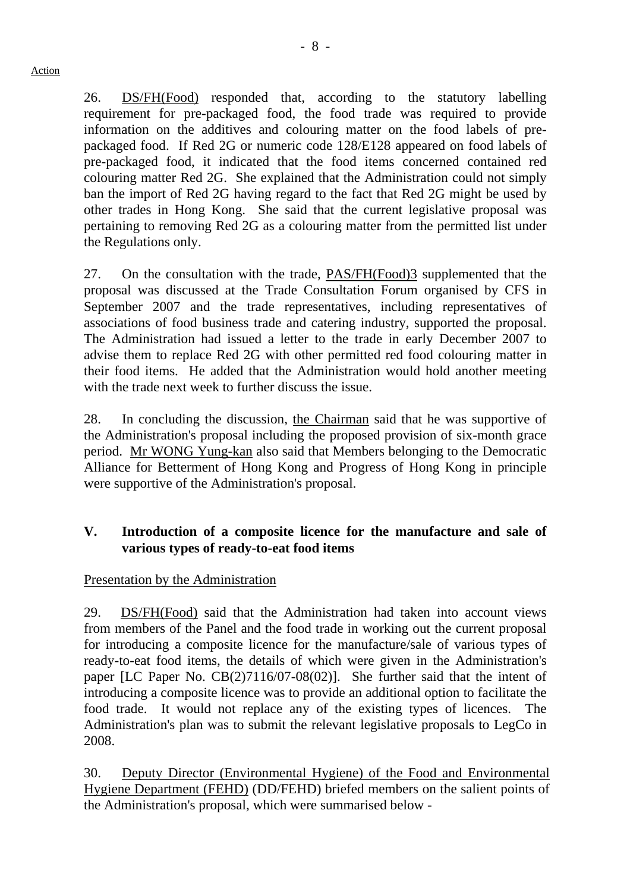Action

26. DS/FH(Food) responded that, according to the statutory labelling requirement for pre-packaged food, the food trade was required to provide information on the additives and colouring matter on the food labels of pre-packaged food. If Red 2G or numeric code 128/E128 appeared on food labels of pre-packaged food, it indicated that the food items concerned contained red colouring matter Red 2G. She explained that the Administration could not simply ban the import of Red 2G having regard to the fact that Red 2G might be used by other trades in Hong Kong. She said that the current legislative proposal was pertaining to removing Red 2G as a colouring matter from the permitted list under the Regulations only.

27. On the consultation with the trade, PAS/FH(Food)3 supplemented that the proposal was discussed at the Trade Consultation Forum organised by CFS in September 2007 and the trade representatives, including representatives of associations of food business trade and catering industry, supported the proposal. The Administration had issued a letter to the trade in early December 2007 to advise them to replace Red 2G with other permitted red food colouring matter in their food items. He added that the Administration would hold another meeting with the trade next week to further discuss the issue.

28. In concluding the discussion, the Chairman said that he was supportive of the Administration's proposal including the proposed provision of six-month grace period. Mr WONG Yung-kan also said that Members belonging to the Democratic Alliance for Betterment of Hong Kong and Progress of Hong Kong in principle were supportive of the Administration's proposal.

## V. Introduction of a composite licence for the manufacture and sale of various types of ready-to-eat food items

Presentation by the Administration

29. DS/FH(Food) said that the Administration had taken into account views from members of the Panel and the food trade in working out the current proposal for introducing a composite licence for the manufacture/sale of various types of ready-to-eat food items, the details of which were given in the Administration's paper [LC Paper No. CB(2)7116/07-08(02)]. She further said that the intent of introducing a composite licence was to provide an additional option to facilitate the food trade. It would not replace any of the existing types of licences. The Administration's plan was to submit the relevant legislative proposals to LegCo in 2008.

30. Deputy Director (Environmental Hygiene) of the Food and Environmental Hygiene Department (FEHD) (DD/FEHD) briefed members on the salient points of the Administration's proposal, which were summarised below -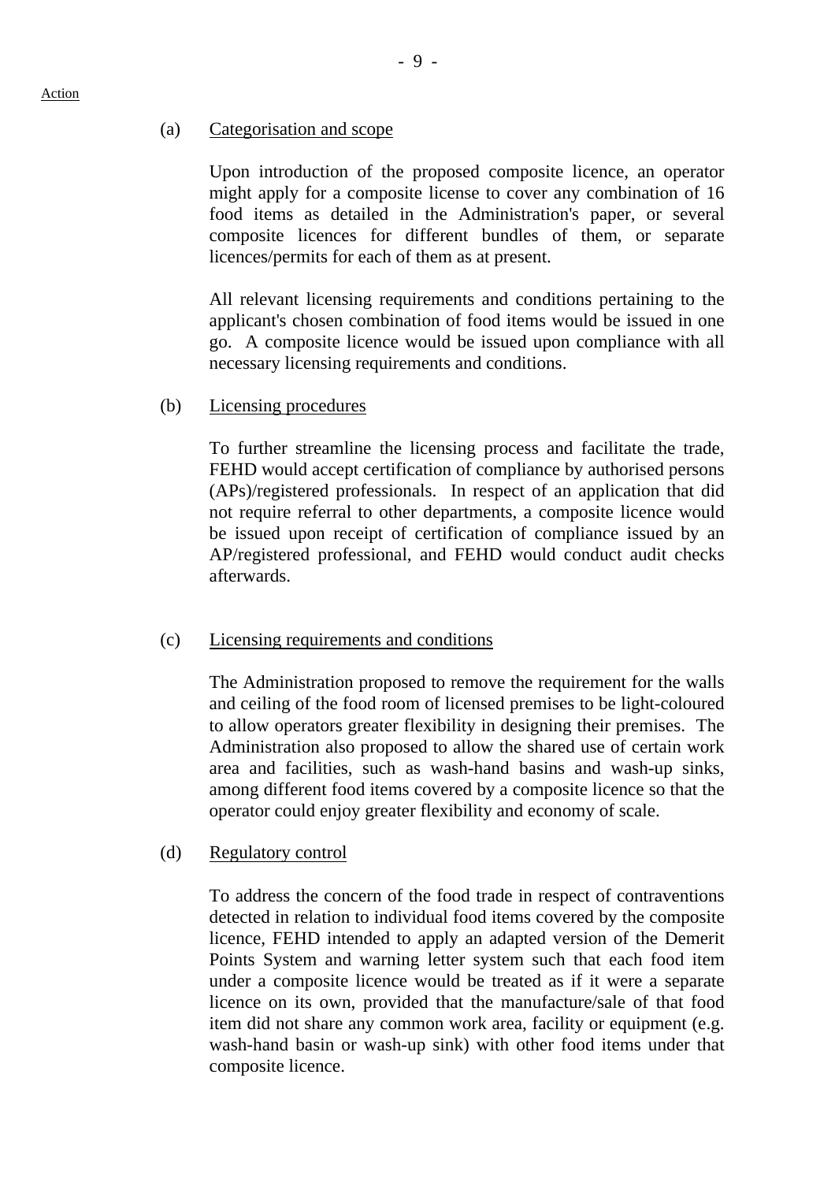Action

(a) Categorisation and scope

Upon introduction of the proposed composite licence, an operator might apply for a composite license to cover any combination of 16 food items as detailed in the Administration's paper, or several composite licences for different bundles of them, or separate licences/permits for each of them as at present.

All relevant licensing requirements and conditions pertaining to the applicant's chosen combination of food items would be issued in one go. A composite licence would be issued upon compliance with all necessary licensing requirements and conditions.

(b) Licensing procedures

To further streamline the licensing process and facilitate the trade, FEHD would accept certification of compliance by authorised persons (APs)/registered professionals. In respect of an application that did not require referral to other departments, a composite licence would be issued upon receipt of certification of compliance issued by an AP/registered professional, and FEHD would conduct audit checks afterwards.

(c) Licensing requirements and conditions

The Administration proposed to remove the requirement for the walls and ceiling of the food room of licensed premises to be light-coloured to allow operators greater flexibility in designing their premises. The Administration also proposed to allow the shared use of certain work area and facilities, such as wash-hand basins and wash-up sinks, among different food items covered by a composite licence so that the operator could enjoy greater flexibility and economy of scale.

(d) Regulatory control

To address the concern of the food trade in respect of contraventions detected in relation to individual food items covered by the composite licence, FEHD intended to apply an adapted version of the Demerit Points System and warning letter system such that each food item under a composite licence would be treated as if it were a separate licence on its own, provided that the manufacture/sale of that food item did not share any common work area, facility or equipment (e.g. wash-hand basin or wash-up sink) with other food items under that composite licence.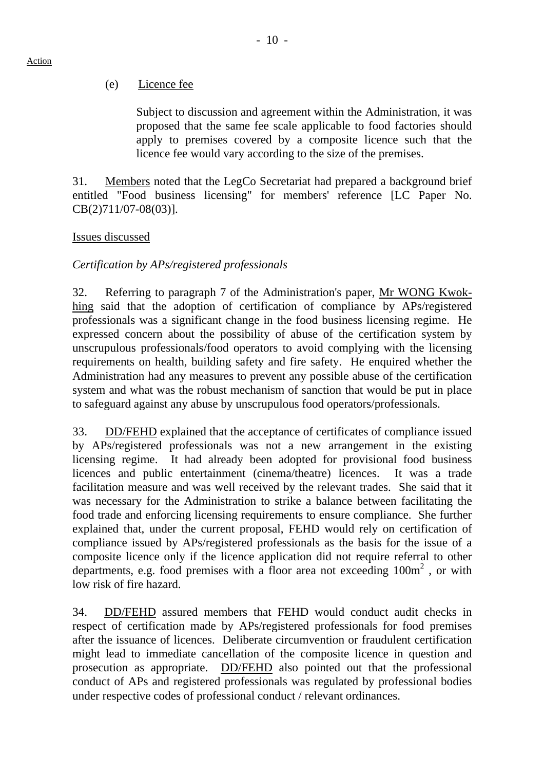Action

(e) Licence fee

Subject to discussion and agreement within the Administration, it was proposed that the same fee scale applicable to food factories should apply to premises covered by a composite licence such that the licence fee would vary according to the size of the premises.

31. Members noted that the LegCo Secretariat had prepared a background brief entitled "Food business licensing" for members' reference [LC Paper No. CB(2)711/07-08(03)].

Issues discussed

*Certification by APs/registered professionals*

32. Referring to paragraph 7 of the Administration's paper, Mr WONG Kwok-hing said that the adoption of certification of compliance by APs/registered professionals was a significant change in the food business licensing regime. He expressed concern about the possibility of abuse of the certification system by unscrupulous professionals/food operators to avoid complying with the licensing requirements on health, building safety and fire safety. He enquired whether the Administration had any measures to prevent any possible abuse of the certification system and what was the robust mechanism of sanction that would be put in place to safeguard against any abuse by unscrupulous food operators/professionals.

33. DD/FEHD explained that the acceptance of certificates of compliance issued by APs/registered professionals was not a new arrangement in the existing licensing regime. It had already been adopted for provisional food business licences and public entertainment (cinema/theatre) licences. It was a trade facilitation measure and was well received by the relevant trades. She said that it was necessary for the Administration to strike a balance between facilitating the food trade and enforcing licensing requirements to ensure compliance. She further explained that, under the current proposal, FEHD would rely on certification of compliance issued by APs/registered professionals as the basis for the issue of a composite licence only if the licence application did not require referral to other departments, e.g. food premises with a floor area not exceeding $100m^2$ , or with low risk of fire hazard.

34. DD/FEHD assured members that FEHD would conduct audit checks in respect of certification made by APs/registered professionals for food premises after the issuance of licences. Deliberate circumvention or fraudulent certification might lead to immediate cancellation of the composite licence in question and prosecution as appropriate. DD/FEHD also pointed out that the professional conduct of APs and registered professionals was regulated by professional bodies under respective codes of professional conduct / relevant ordinances.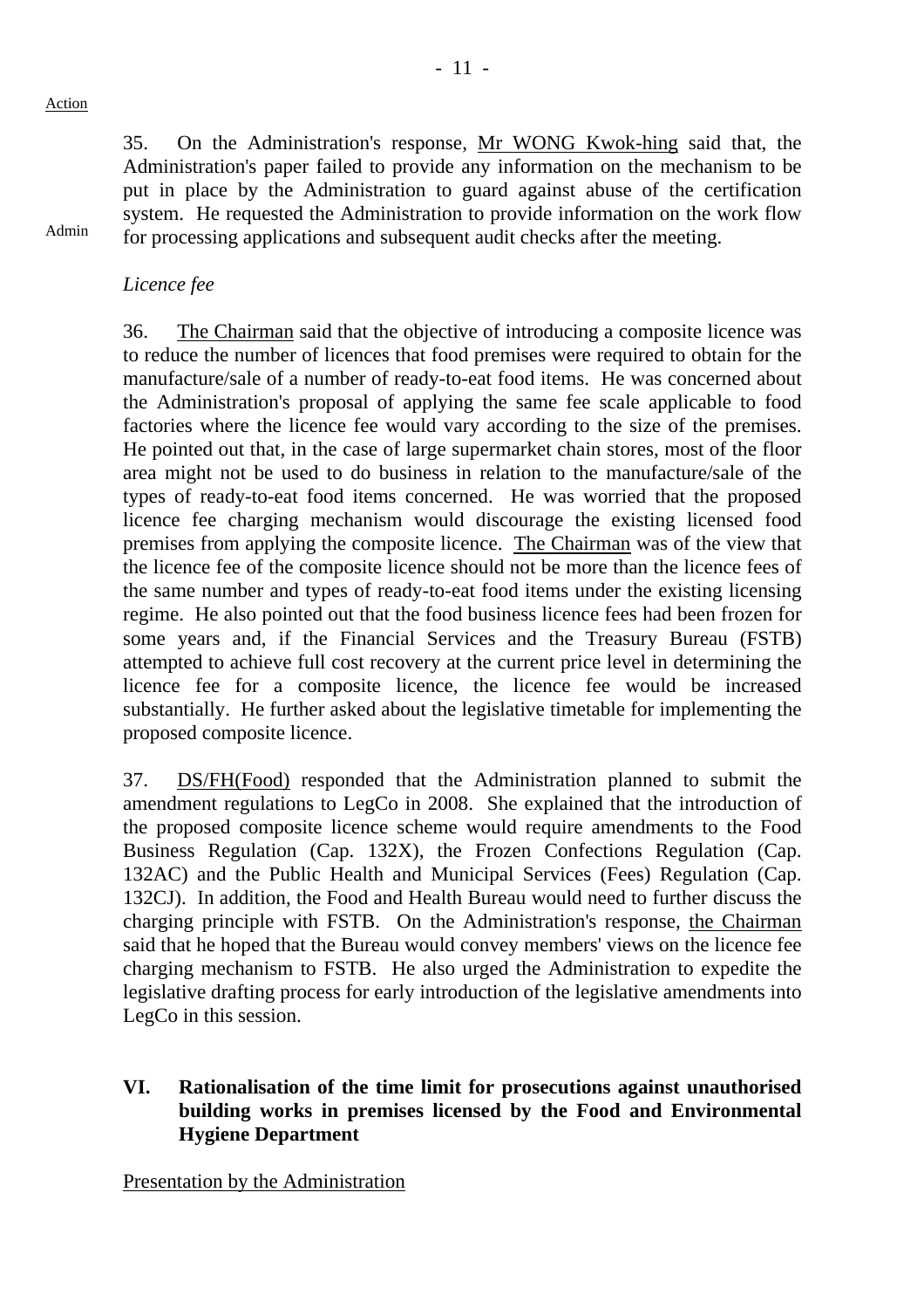Action

35. On the Administration's response, Mr WONG Kwok-hing said that, the Administration's paper failed to provide any information on the mechanism to be put in place by the Administration to guard against abuse of the certification system. He requested the Administration to provide information on the work flow for processing applications and subsequent audit checks after the meeting.

Admin

*Licence fee*

36. The Chairman said that the objective of introducing a composite licence was to reduce the number of licences that food premises were required to obtain for the manufacture/sale of a number of ready-to-eat food items. He was concerned about the Administration's proposal of applying the same fee scale applicable to food factories where the licence fee would vary according to the size of the premises. He pointed out that, in the case of large supermarket chain stores, most of the floor area might not be used to do business in relation to the manufacture/sale of the types of ready-to-eat food items concerned. He was worried that the proposed licence fee charging mechanism would discourage the existing licensed food premises from applying the composite licence. The Chairman was of the view that the licence fee of the composite licence should not be more than the licence fees of the same number and types of ready-to-eat food items under the existing licensing regime. He also pointed out that the food business licence fees had been frozen for some years and, if the Financial Services and the Treasury Bureau (FSTB) attempted to achieve full cost recovery at the current price level in determining the licence fee for a composite licence, the licence fee would be increased substantially. He further asked about the legislative timetable for implementing the proposed composite licence.

37. DS/FH(Food) responded that the Administration planned to submit the amendment regulations to LegCo in 2008. She explained that the introduction of the proposed composite licence scheme would require amendments to the Food Business Regulation (Cap. 132X), the Frozen Confections Regulation (Cap. 132AC) and the Public Health and Municipal Services (Fees) Regulation (Cap. 132CJ). In addition, the Food and Health Bureau would need to further discuss the charging principle with FSTB. On the Administration's response, the Chairman said that he hoped that the Bureau would convey members' views on the licence fee charging mechanism to FSTB. He also urged the Administration to expedite the legislative drafting process for early introduction of the legislative amendments into LegCo in this session.

## VI. Rationalisation of the time limit for prosecutions against unauthorised building works in premises licensed by the Food and Environmental Hygiene Department

Presentation by the Administration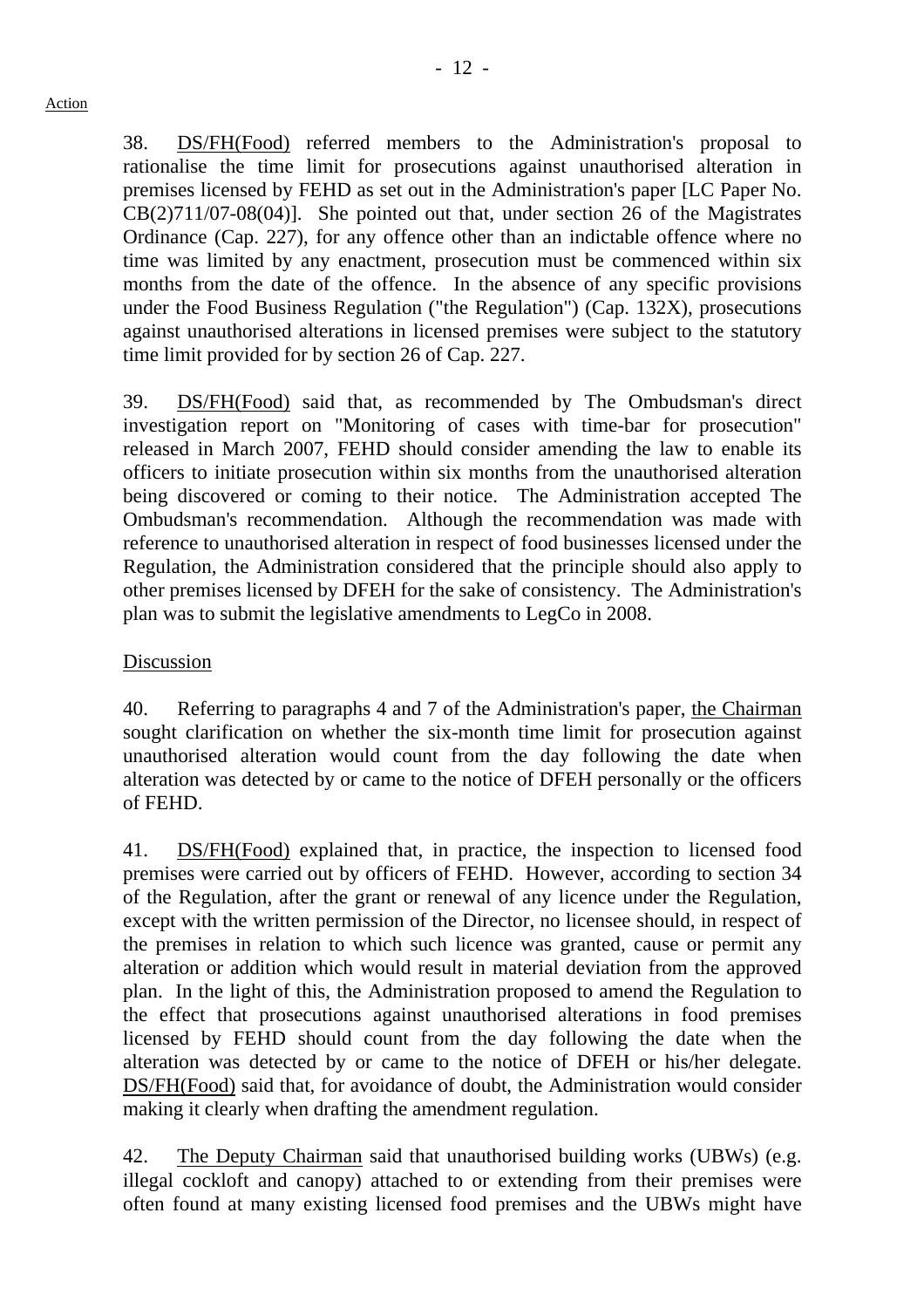Action

38. DS/FH(Food) referred members to the Administration's proposal to rationalise the time limit for prosecutions against unauthorised alteration in premises licensed by FEHD as set out in the Administration's paper [LC Paper No. CB(2)711/07-08(04)]. She pointed out that, under section 26 of the Magistrates Ordinance (Cap. 227), for any offence other than an indictable offence where no time was limited by any enactment, prosecution must be commenced within six months from the date of the offence. In the absence of any specific provisions under the Food Business Regulation ("the Regulation") (Cap. 132X), prosecutions against unauthorised alterations in licensed premises were subject to the statutory time limit provided for by section 26 of Cap. 227.

39. DS/FH(Food) said that, as recommended by The Ombudsman's direct investigation report on "Monitoring of cases with time-bar for prosecution" released in March 2007, FEHD should consider amending the law to enable its officers to initiate prosecution within six months from the unauthorised alteration being discovered or coming to their notice. The Administration accepted The Ombudsman's recommendation. Although the recommendation was made with reference to unauthorised alteration in respect of food businesses licensed under the Regulation, the Administration considered that the principle should also apply to other premises licensed by DFEH for the sake of consistency. The Administration's plan was to submit the legislative amendments to LegCo in 2008.

Discussion

40. Referring to paragraphs 4 and 7 of the Administration's paper, the Chairman sought clarification on whether the six-month time limit for prosecution against unauthorised alteration would count from the day following the date when alteration was detected by or came to the notice of DFEH personally or the officers of FEHD.

41. DS/FH(Food) explained that, in practice, the inspection to licensed food premises were carried out by officers of FEHD. However, according to section 34 of the Regulation, after the grant or renewal of any licence under the Regulation, except with the written permission of the Director, no licensee should, in respect of the premises in relation to which such licence was granted, cause or permit any alteration or addition which would result in material deviation from the approved plan. In the light of this, the Administration proposed to amend the Regulation to the effect that prosecutions against unauthorised alterations in food premises licensed by FEHD should count from the day following the date when the alteration was detected by or came to the notice of DFEH or his/her delegate. DS/FH(Food) said that, for avoidance of doubt, the Administration would consider making it clearly when drafting the amendment regulation.

42. The Deputy Chairman said that unauthorised building works (UBWs) (e.g. illegal cockloft and canopy) attached to or extending from their premises were often found at many existing licensed food premises and the UBWs might have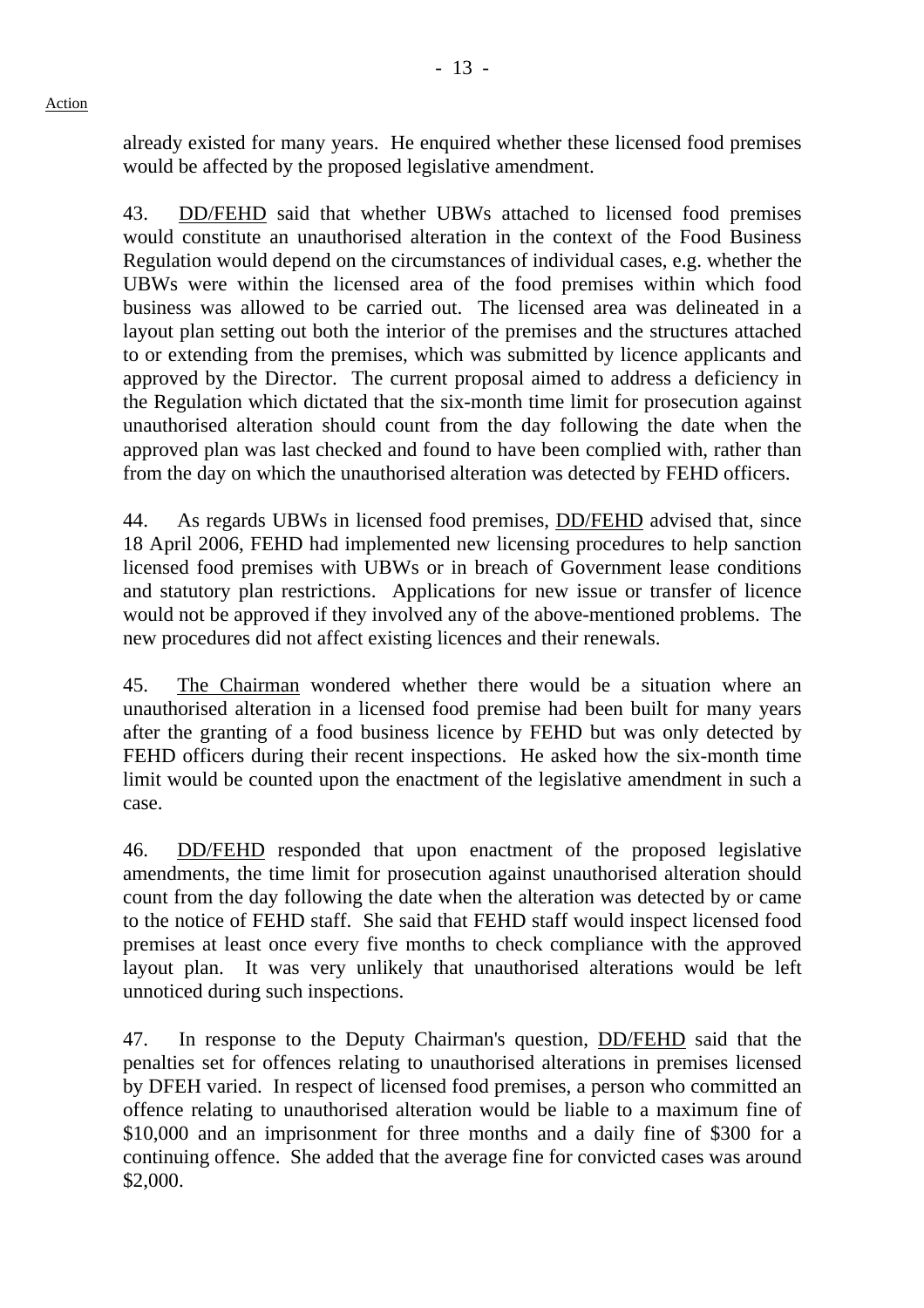already existed for many years. He enquired whether these licensed food premises would be affected by the proposed legislative amendment.

43. DD/FEHD said that whether UBWs attached to licensed food premises would constitute an unauthorised alteration in the context of the Food Business Regulation would depend on the circumstances of individual cases, e.g. whether the UBWs were within the licensed area of the food premises within which food business was allowed to be carried out. The licensed area was delineated in a layout plan setting out both the interior of the premises and the structures attached to or extending from the premises, which was submitted by licence applicants and approved by the Director. The current proposal aimed to address a deficiency in the Regulation which dictated that the six-month time limit for prosecution against unauthorised alteration should count from the day following the date when the approved plan was last checked and found to have been complied with, rather than from the day on which the unauthorised alteration was detected by FEHD officers.

44. As regards UBWs in licensed food premises, DD/FEHD advised that, since 18 April 2006, FEHD had implemented new licensing procedures to help sanction licensed food premises with UBWs or in breach of Government lease conditions and statutory plan restrictions. Applications for new issue or transfer of licence would not be approved if they involved any of the above-mentioned problems. The new procedures did not affect existing licences and their renewals.

45. The Chairman wondered whether there would be a situation where an unauthorised alteration in a licensed food premise had been built for many years after the granting of a food business licence by FEHD but was only detected by FEHD officers during their recent inspections. He asked how the six-month time limit would be counted upon the enactment of the legislative amendment in such a case.

46. DD/FEHD responded that upon enactment of the proposed legislative amendments, the time limit for prosecution against unauthorised alteration should count from the day following the date when the alteration was detected by or came to the notice of FEHD staff. She said that FEHD staff would inspect licensed food premises at least once every five months to check compliance with the approved layout plan. It was very unlikely that unauthorised alterations would be left unnoticed during such inspections.

47. In response to the Deputy Chairman's question, DD/FEHD said that the penalties set for offences relating to unauthorised alterations in premises licensed by DFEH varied. In respect of licensed food premises, a person who committed an offence relating to unauthorised alteration would be liable to a maximum fine of $10,000 and an imprisonment for three months and a daily fine of $300 for a continuing offence. She added that the average fine for convicted cases was around $2,000.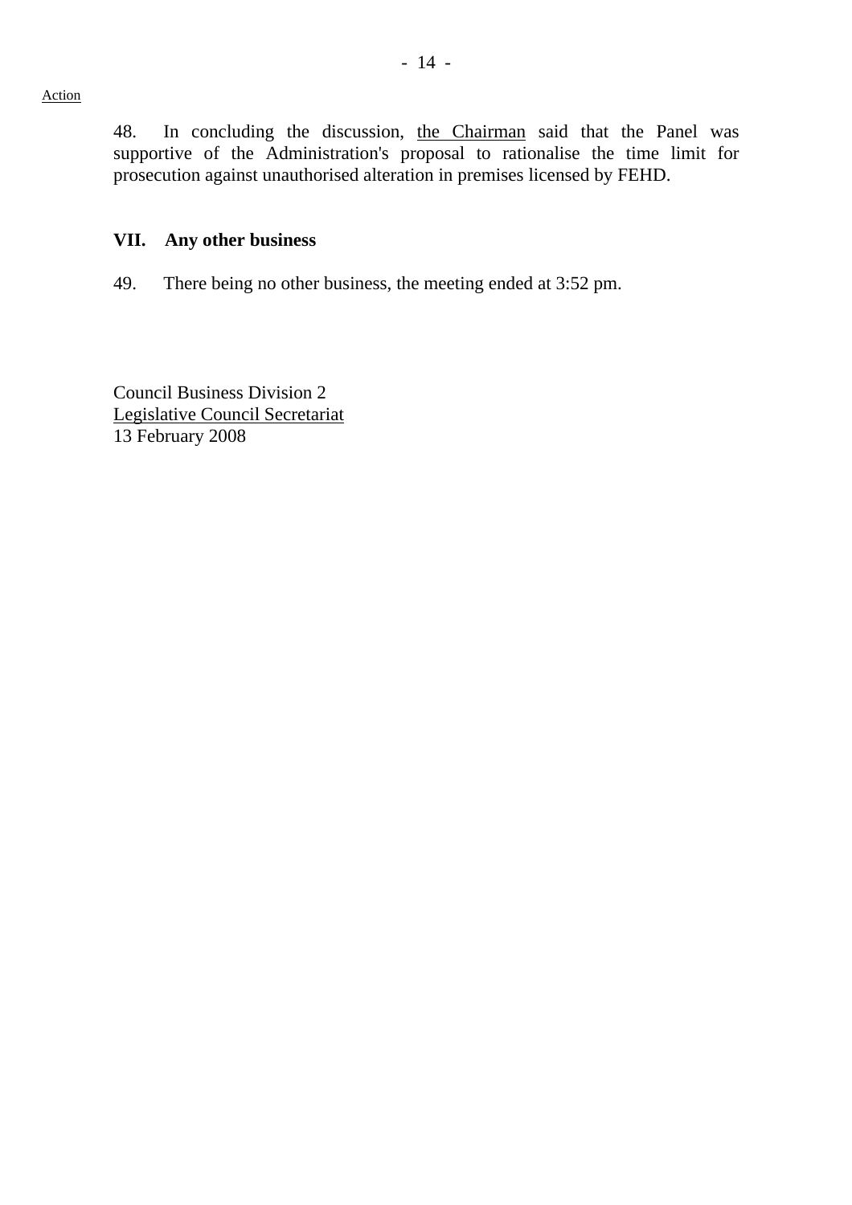Action

48. In concluding the discussion, the Chairman said that the Panel was supportive of the Administration's proposal to rationalise the time limit for prosecution against unauthorised alteration in premises licensed by FEHD.

## VII. Any other business

49. There being no other business, the meeting ended at 3:52 pm.

Council Business Division 2
Legislative Council Secretariat
13 February 2008